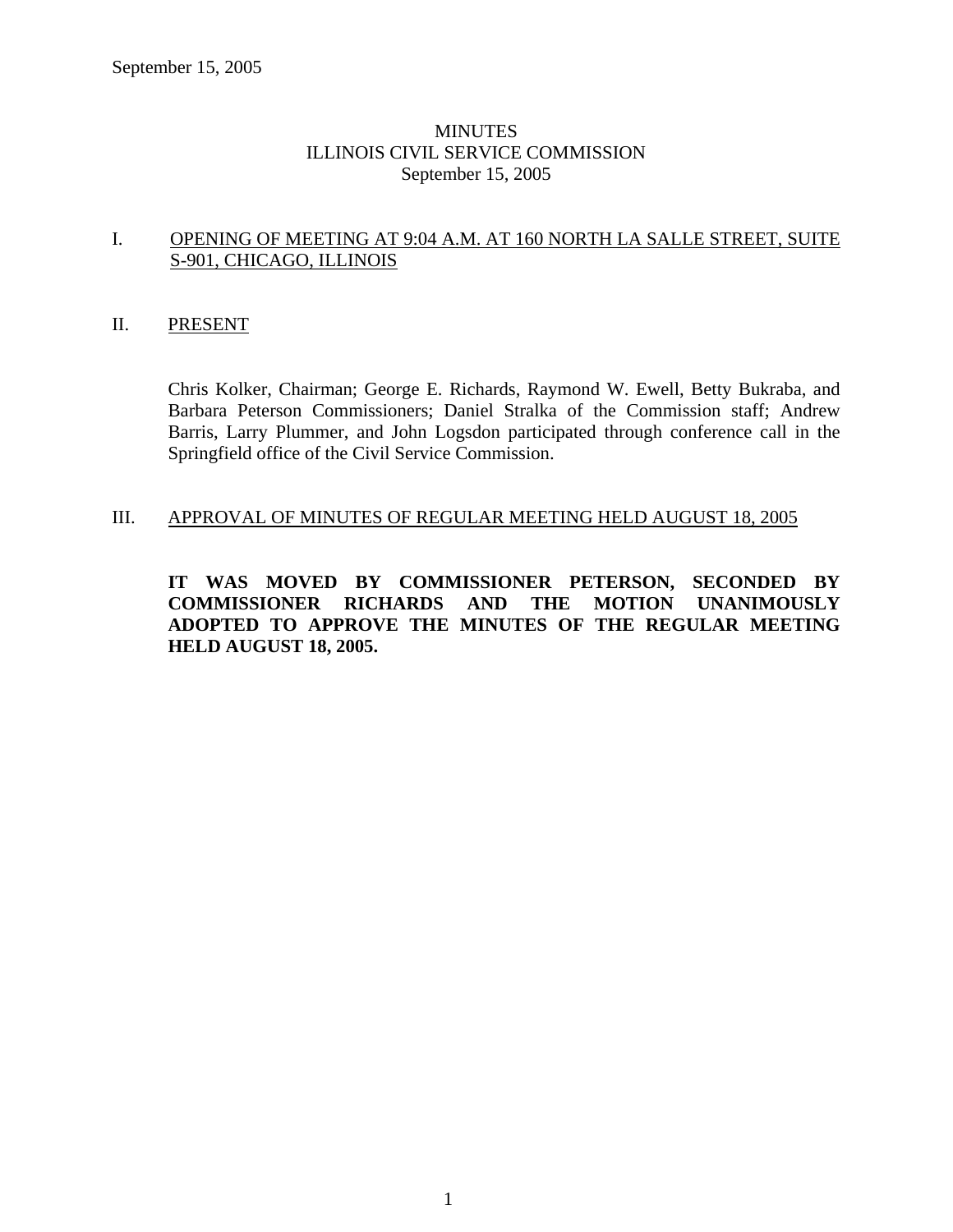September 15, 2005

# MINUTES
## ILLINOIS CIVIL SERVICE COMMISSION
### September 15, 2005

I. OPENING OF MEETING AT 9:04 A.M. AT 160 NORTH LA SALLE STREET, SUITE S-901, CHICAGO, ILLINOIS

II. PRESENT

Chris Kolker, Chairman; George E. Richards, Raymond W. Ewell, Betty Bukraba, and Barbara Peterson Commissioners; Daniel Stralka of the Commission staff; Andrew Barris, Larry Plummer, and John Logsdon participated through conference call in the Springfield office of the Civil Service Commission.

III. APPROVAL OF MINUTES OF REGULAR MEETING HELD AUGUST 18, 2005

**IT WAS MOVED BY COMMISSIONER PETERSON, SECONDED BY COMMISSIONER RICHARDS AND THE MOTION UNANIMOUSLY ADOPTED TO APPROVE THE MINUTES OF THE REGULAR MEETING HELD AUGUST 18, 2005.**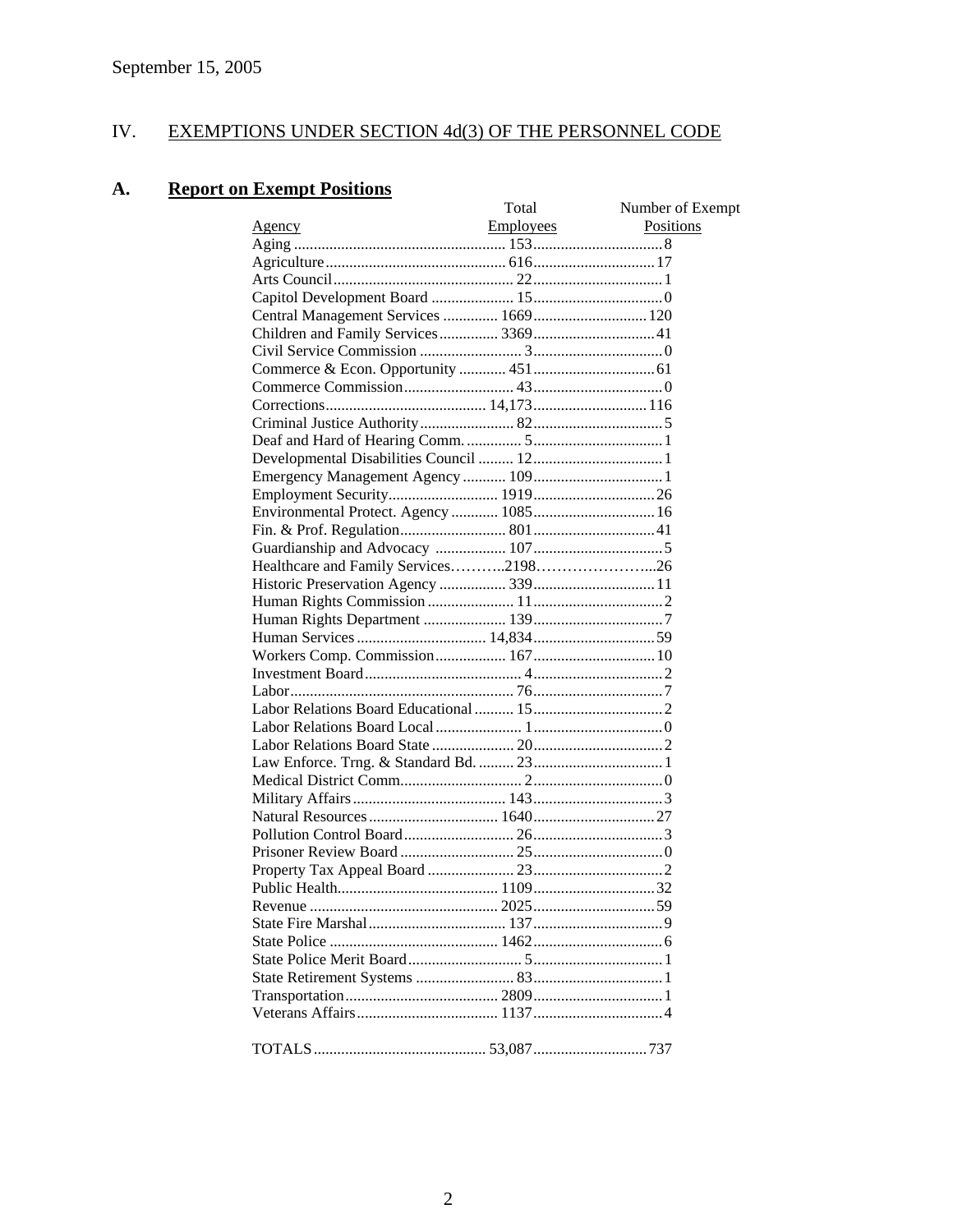September 15, 2005

# IV. EXEMPTIONS UNDER SECTION 4d(3) OF THE PERSONNEL CODE

## A. Report on Exempt Positions

| Agency | Total Employees | Number of Exempt Positions |
|---|---|---|
| Aging | 153 | 8 |
| Agriculture | 616 | 17 |
| Arts Council | 22 | 1 |
| Capitol Development Board | 15 | 0 |
| Central Management Services | 1669 | 120 |
| Children and Family Services | 3369 | 41 |
| Civil Service Commission | 3 | 0 |
| Commerce & Econ. Opportunity | 451 | 61 |
| Commerce Commission | 43 | 0 |
| Corrections | 14,173 | 116 |
| Criminal Justice Authority | 82 | 5 |
| Deaf and Hard of Hearing Comm. | 5 | 1 |
| Developmental Disabilities Council | 12 | 1 |
| Emergency Management Agency | 109 | 1 |
| Employment Security | 1919 | 26 |
| Environmental Protect. Agency | 1085 | 16 |
| Fin. & Prof. Regulation | 801 | 41 |
| Guardianship and Advocacy | 107 | 5 |
| Healthcare and Family Services | 2198 | 26 |
| Historic Preservation Agency | 339 | 11 |
| Human Rights Commission | 11 | 2 |
| Human Rights Department | 139 | 7 |
| Human Services | 14,834 | 59 |
| Workers Comp. Commission | 167 | 10 |
| Investment Board | 4 | 2 |
| Labor | 76 | 7 |
| Labor Relations Board Educational | 15 | 2 |
| Labor Relations Board Local | 1 | 0 |
| Labor Relations Board State | 20 | 2 |
| Law Enforce. Trng. & Standard Bd. | 23 | 1 |
| Medical District Comm. | 2 | 0 |
| Military Affairs | 143 | 3 |
| Natural Resources | 1640 | 27 |
| Pollution Control Board | 26 | 3 |
| Prisoner Review Board | 25 | 0 |
| Property Tax Appeal Board | 23 | 2 |
| Public Health | 1109 | 32 |
| Revenue | 2025 | 59 |
| State Fire Marshal | 137 | 9 |
| State Police | 1462 | 6 |
| State Police Merit Board | 5 | 1 |
| State Retirement Systems | 83 | 1 |
| Transportation | 2809 | 1 |
| Veterans Affairs | 1137 | 4 |
| TOTALS | 53,087 | 737 |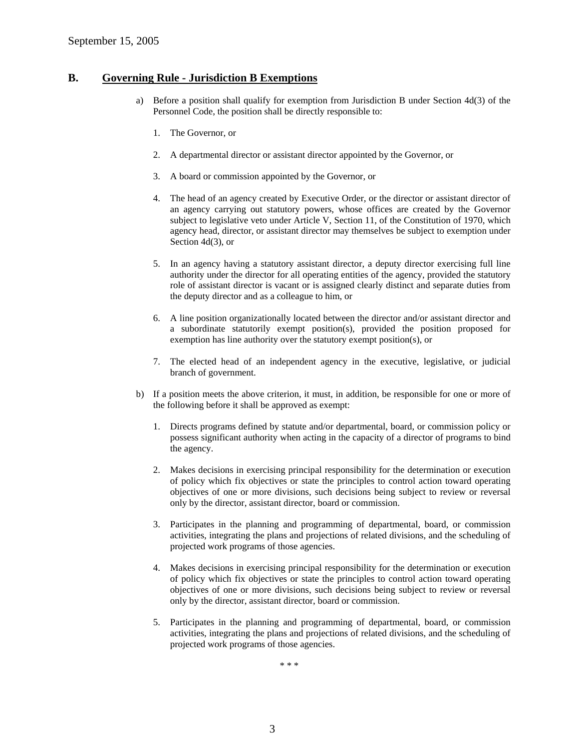September 15, 2005

## B. Governing Rule - Jurisdiction B Exemptions

a) Before a position shall qualify for exemption from Jurisdiction B under Section 4d(3) of the Personnel Code, the position shall be directly responsible to:

1. The Governor, or

2. A departmental director or assistant director appointed by the Governor, or

3. A board or commission appointed by the Governor, or

4. The head of an agency created by Executive Order, or the director or assistant director of an agency carrying out statutory powers, whose offices are created by the Governor subject to legislative veto under Article V, Section 11, of the Constitution of 1970, which agency head, director, or assistant director may themselves be subject to exemption under Section 4d(3), or

5. In an agency having a statutory assistant director, a deputy director exercising full line authority under the director for all operating entities of the agency, provided the statutory role of assistant director is vacant or is assigned clearly distinct and separate duties from the deputy director and as a colleague to him, or

6. A line position organizationally located between the director and/or assistant director and a subordinate statutorily exempt position(s), provided the position proposed for exemption has line authority over the statutory exempt position(s), or

7. The elected head of an independent agency in the executive, legislative, or judicial branch of government.

b) If a position meets the above criterion, it must, in addition, be responsible for one or more of the following before it shall be approved as exempt:

1. Directs programs defined by statute and/or departmental, board, or commission policy or possess significant authority when acting in the capacity of a director of programs to bind the agency.

2. Makes decisions in exercising principal responsibility for the determination or execution of policy which fix objectives or state the principles to control action toward operating objectives of one or more divisions, such decisions being subject to review or reversal only by the director, assistant director, board or commission.

3. Participates in the planning and programming of departmental, board, or commission activities, integrating the plans and projections of related divisions, and the scheduling of projected work programs of those agencies.

4. Makes decisions in exercising principal responsibility for the determination or execution of policy which fix objectives or state the principles to control action toward operating objectives of one or more divisions, such decisions being subject to review or reversal only by the director, assistant director, board or commission.

5. Participates in the planning and programming of departmental, board, or commission activities, integrating the plans and projections of related divisions, and the scheduling of projected work programs of those agencies.

\* \* \*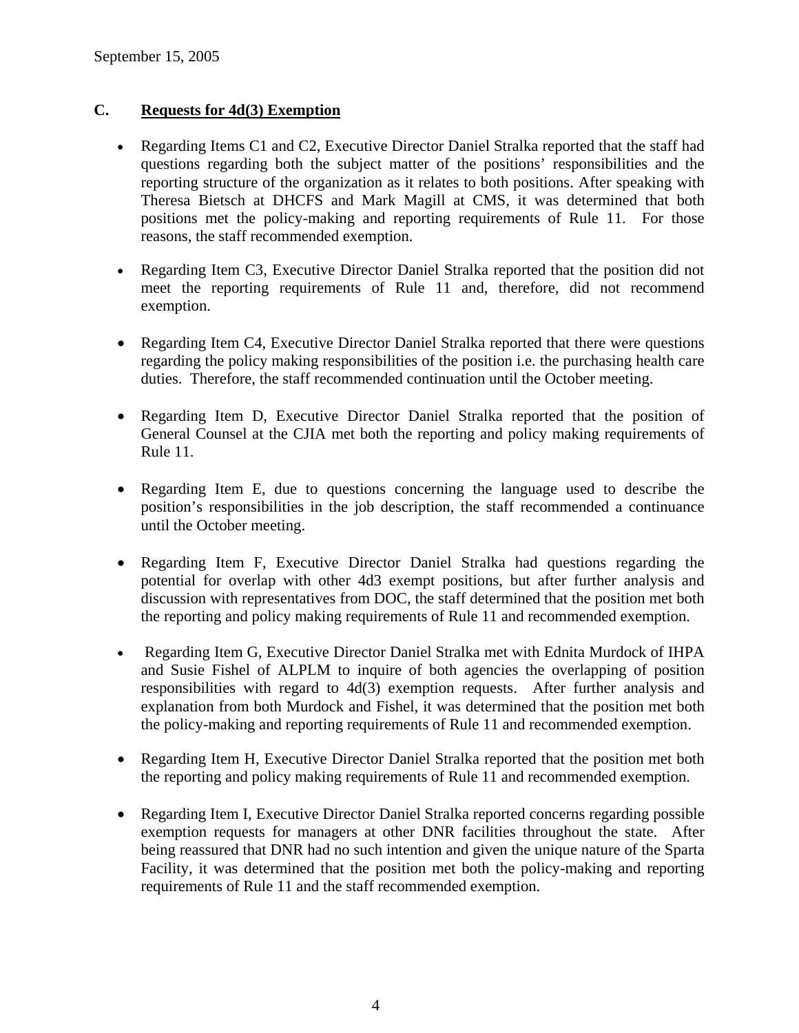September 15, 2005

## C. Requests for 4d(3) Exemption

- Regarding Items C1 and C2, Executive Director Daniel Stralka reported that the staff had questions regarding both the subject matter of the positions' responsibilities and the reporting structure of the organization as it relates to both positions. After speaking with Theresa Bietsch at DHCFS and Mark Magill at CMS, it was determined that both positions met the policy-making and reporting requirements of Rule 11. For those reasons, the staff recommended exemption.

- Regarding Item C3, Executive Director Daniel Stralka reported that the position did not meet the reporting requirements of Rule 11 and, therefore, did not recommend exemption.

- Regarding Item C4, Executive Director Daniel Stralka reported that there were questions regarding the policy making responsibilities of the position i.e. the purchasing health care duties. Therefore, the staff recommended continuation until the October meeting.

- Regarding Item D, Executive Director Daniel Stralka reported that the position of General Counsel at the CJIA met both the reporting and policy making requirements of Rule 11.

- Regarding Item E, due to questions concerning the language used to describe the position's responsibilities in the job description, the staff recommended a continuance until the October meeting.

- Regarding Item F, Executive Director Daniel Stralka had questions regarding the potential for overlap with other 4d3 exempt positions, but after further analysis and discussion with representatives from DOC, the staff determined that the position met both the reporting and policy making requirements of Rule 11 and recommended exemption.

- Regarding Item G, Executive Director Daniel Stralka met with Ednita Murdock of IHPA and Susie Fishel of ALPLM to inquire of both agencies the overlapping of position responsibilities with regard to 4d(3) exemption requests. After further analysis and explanation from both Murdock and Fishel, it was determined that the position met both the policy-making and reporting requirements of Rule 11 and recommended exemption.

- Regarding Item H, Executive Director Daniel Stralka reported that the position met both the reporting and policy making requirements of Rule 11 and recommended exemption.

- Regarding Item I, Executive Director Daniel Stralka reported concerns regarding possible exemption requests for managers at other DNR facilities throughout the state. After being reassured that DNR had no such intention and given the unique nature of the Sparta Facility, it was determined that the position met both the policy-making and reporting requirements of Rule 11 and the staff recommended exemption.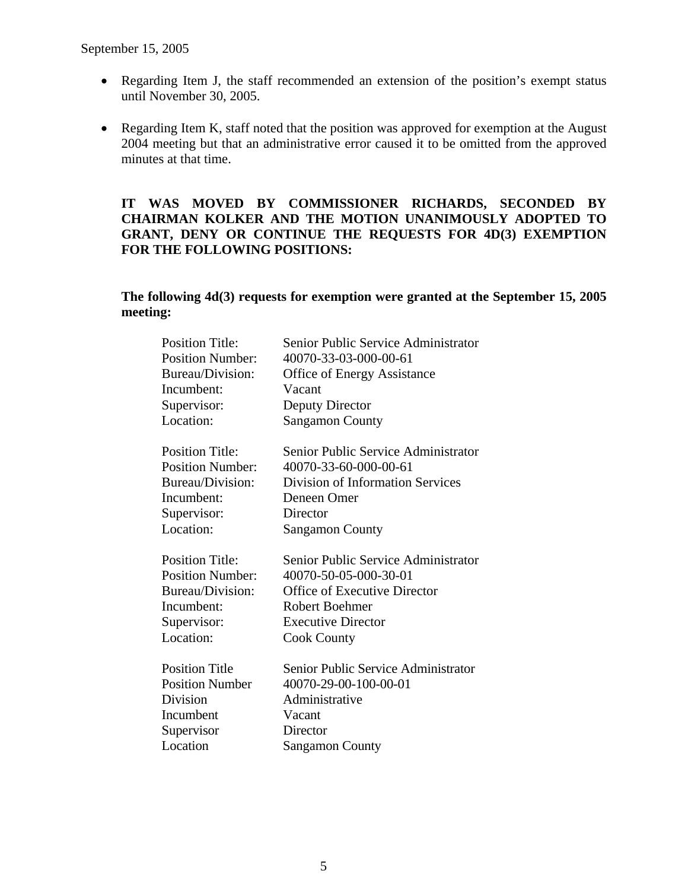- Regarding Item J, the staff recommended an extension of the position's exempt status until November 30, 2005.

- Regarding Item K, staff noted that the position was approved for exemption at the August 2004 meeting but that an administrative error caused it to be omitted from the approved minutes at that time.

**IT WAS MOVED BY COMMISSIONER RICHARDS, SECONDED BY CHAIRMAN KOLKER AND THE MOTION UNANIMOUSLY ADOPTED TO GRANT, DENY OR CONTINUE THE REQUESTS FOR 4D(3) EXEMPTION FOR THE FOLLOWING POSITIONS:**

**The following 4d(3) requests for exemption were granted at the September 15, 2005 meeting:**

| | |
|---|---|
| Position Title: | Senior Public Service Administrator |
| Position Number: | 40070-33-03-000-00-61 |
| Bureau/Division: | Office of Energy Assistance |
| Incumbent: | Vacant |
| Supervisor: | Deputy Director |
| Location: | Sangamon County |

| | |
|---|---|
| Position Title: | Senior Public Service Administrator |
| Position Number: | 40070-33-60-000-00-61 |
| Bureau/Division: | Division of Information Services |
| Incumbent: | Deneen Omer |
| Supervisor: | Director |
| Location: | Sangamon County |

| | |
|---|---|
| Position Title: | Senior Public Service Administrator |
| Position Number: | 40070-50-05-000-30-01 |
| Bureau/Division: | Office of Executive Director |
| Incumbent: | Robert Boehmer |
| Supervisor: | Executive Director |
| Location: | Cook County |

| | |
|---|---|
| Position Title | Senior Public Service Administrator |
| Position Number | 40070-29-00-100-00-01 |
| Division | Administrative |
| Incumbent | Vacant |
| Supervisor | Director |
| Location | Sangamon County |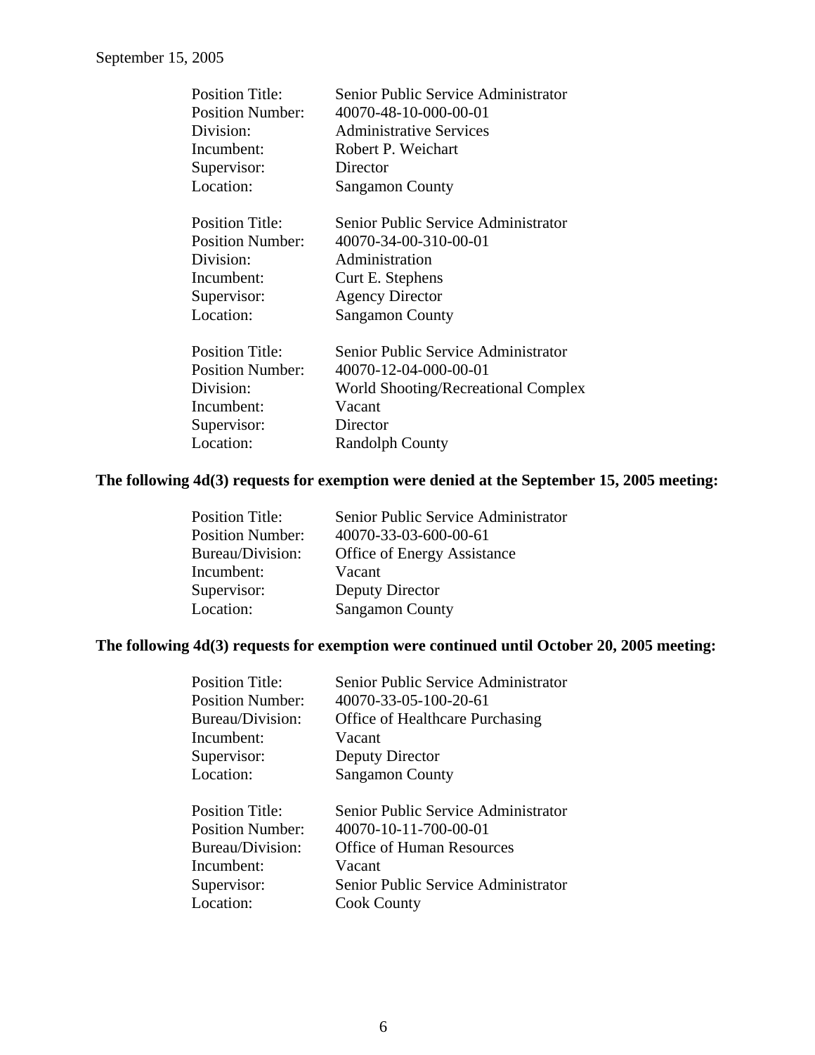September 15, 2005

| | |
|---|---|
| Position Title: | Senior Public Service Administrator |
| Position Number: | 40070-48-10-000-00-01 |
| Division: | Administrative Services |
| Incumbent: | Robert P. Weichart |
| Supervisor: | Director |
| Location: | Sangamon County |

| | |
|---|---|
| Position Title: | Senior Public Service Administrator |
| Position Number: | 40070-34-00-310-00-01 |
| Division: | Administration |
| Incumbent: | Curt E. Stephens |
| Supervisor: | Agency Director |
| Location: | Sangamon County |

| | |
|---|---|
| Position Title: | Senior Public Service Administrator |
| Position Number: | 40070-12-04-000-00-01 |
| Division: | World Shooting/Recreational Complex |
| Incumbent: | Vacant |
| Supervisor: | Director |
| Location: | Randolph County |

**The following 4d(3) requests for exemption were denied at the September 15, 2005 meeting:**

| | |
|---|---|
| Position Title: | Senior Public Service Administrator |
| Position Number: | 40070-33-03-600-00-61 |
| Bureau/Division: | Office of Energy Assistance |
| Incumbent: | Vacant |
| Supervisor: | Deputy Director |
| Location: | Sangamon County |

**The following 4d(3) requests for exemption were continued until October 20, 2005 meeting:**

| | |
|---|---|
| Position Title: | Senior Public Service Administrator |
| Position Number: | 40070-33-05-100-20-61 |
| Bureau/Division: | Office of Healthcare Purchasing |
| Incumbent: | Vacant |
| Supervisor: | Deputy Director |
| Location: | Sangamon County |

| | |
|---|---|
| Position Title: | Senior Public Service Administrator |
| Position Number: | 40070-10-11-700-00-01 |
| Bureau/Division: | Office of Human Resources |
| Incumbent: | Vacant |
| Supervisor: | Senior Public Service Administrator |
| Location: | Cook County |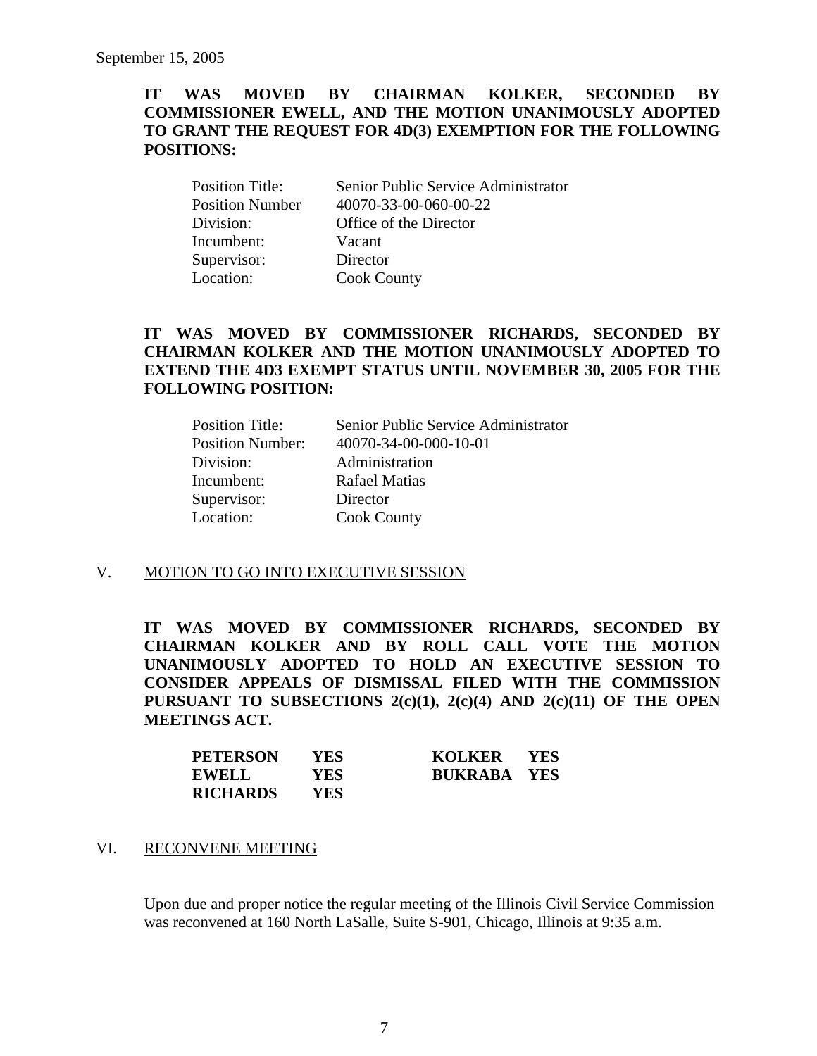September 15, 2005

**IT WAS MOVED BY CHAIRMAN KOLKER, SECONDED BY COMMISSIONER EWELL, AND THE MOTION UNANIMOUSLY ADOPTED TO GRANT THE REQUEST FOR 4D(3) EXEMPTION FOR THE FOLLOWING POSITIONS:**

| | |
|---|---|
| Position Title: | Senior Public Service Administrator |
| Position Number | 40070-33-00-060-00-22 |
| Division: | Office of the Director |
| Incumbent: | Vacant |
| Supervisor: | Director |
| Location: | Cook County |

**IT WAS MOVED BY COMMISSIONER RICHARDS, SECONDED BY CHAIRMAN KOLKER AND THE MOTION UNANIMOUSLY ADOPTED TO EXTEND THE 4D3 EXEMPT STATUS UNTIL NOVEMBER 30, 2005 FOR THE FOLLOWING POSITION:**

| | |
|---|---|
| Position Title: | Senior Public Service Administrator |
| Position Number: | 40070-34-00-000-10-01 |
| Division: | Administration |
| Incumbent: | Rafael Matias |
| Supervisor: | Director |
| Location: | Cook County |

## V. MOTION TO GO INTO EXECUTIVE SESSION

**IT WAS MOVED BY COMMISSIONER RICHARDS, SECONDED BY CHAIRMAN KOLKER AND BY ROLL CALL VOTE THE MOTION UNANIMOUSLY ADOPTED TO HOLD AN EXECUTIVE SESSION TO CONSIDER APPEALS OF DISMISSAL FILED WITH THE COMMISSION PURSUANT TO SUBSECTIONS 2(c)(1), 2(c)(4) AND 2(c)(11) OF THE OPEN MEETINGS ACT.**

| | | | |
|---|---|---|---|
| **PETERSON** | **YES** | **KOLKER** | **YES** |
| **EWELL** | **YES** | **BUKRABA** | **YES** |
| **RICHARDS** | **YES** | | |

## VI. RECONVENE MEETING

Upon due and proper notice the regular meeting of the Illinois Civil Service Commission was reconvened at 160 North LaSalle, Suite S-901, Chicago, Illinois at 9:35 a.m.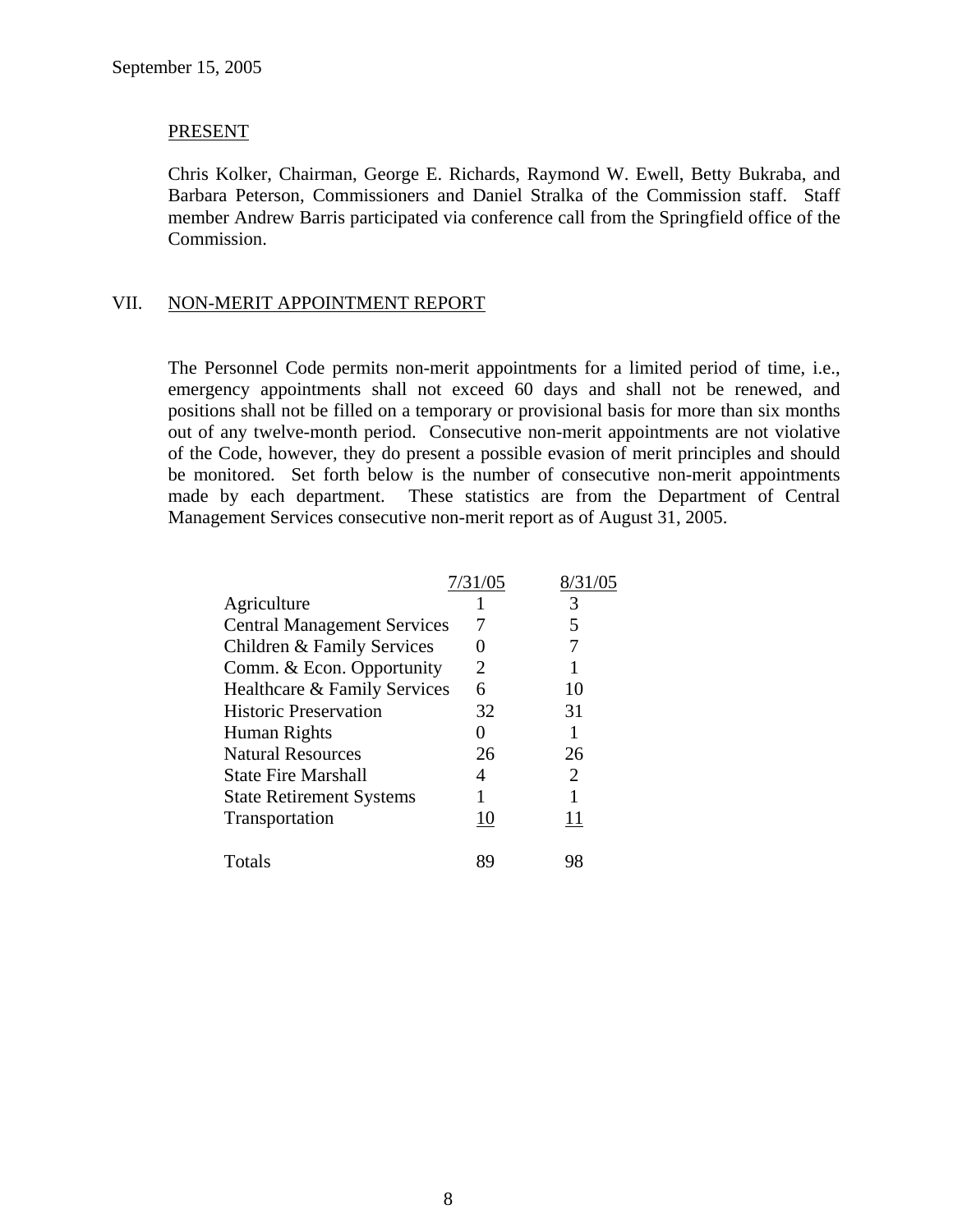September 15, 2005

PRESENT

Chris Kolker, Chairman, George E. Richards, Raymond W. Ewell, Betty Bukraba, and Barbara Peterson, Commissioners and Daniel Stralka of the Commission staff. Staff member Andrew Barris participated via conference call from the Springfield office of the Commission.

## VII. NON-MERIT APPOINTMENT REPORT

The Personnel Code permits non-merit appointments for a limited period of time, i.e., emergency appointments shall not exceed 60 days and shall not be renewed, and positions shall not be filled on a temporary or provisional basis for more than six months out of any twelve-month period. Consecutive non-merit appointments are not violative of the Code, however, they do present a possible evasion of merit principles and should be monitored. Set forth below is the number of consecutive non-merit appointments made by each department. These statistics are from the Department of Central Management Services consecutive non-merit report as of August 31, 2005.

| | 7/31/05 | 8/31/05 |
|---|---|---|
| Agriculture | 1 | 3 |
| Central Management Services | 7 | 5 |
| Children & Family Services | 0 | 7 |
| Comm. & Econ. Opportunity | 2 | 1 |
| Healthcare & Family Services | 6 | 10 |
| Historic Preservation | 32 | 31 |
| Human Rights | 0 | 1 |
| Natural Resources | 26 | 26 |
| State Fire Marshall | 4 | 2 |
| State Retirement Systems | 1 | 1 |
| Transportation | 10 | 11 |
| Totals | 89 | 98 |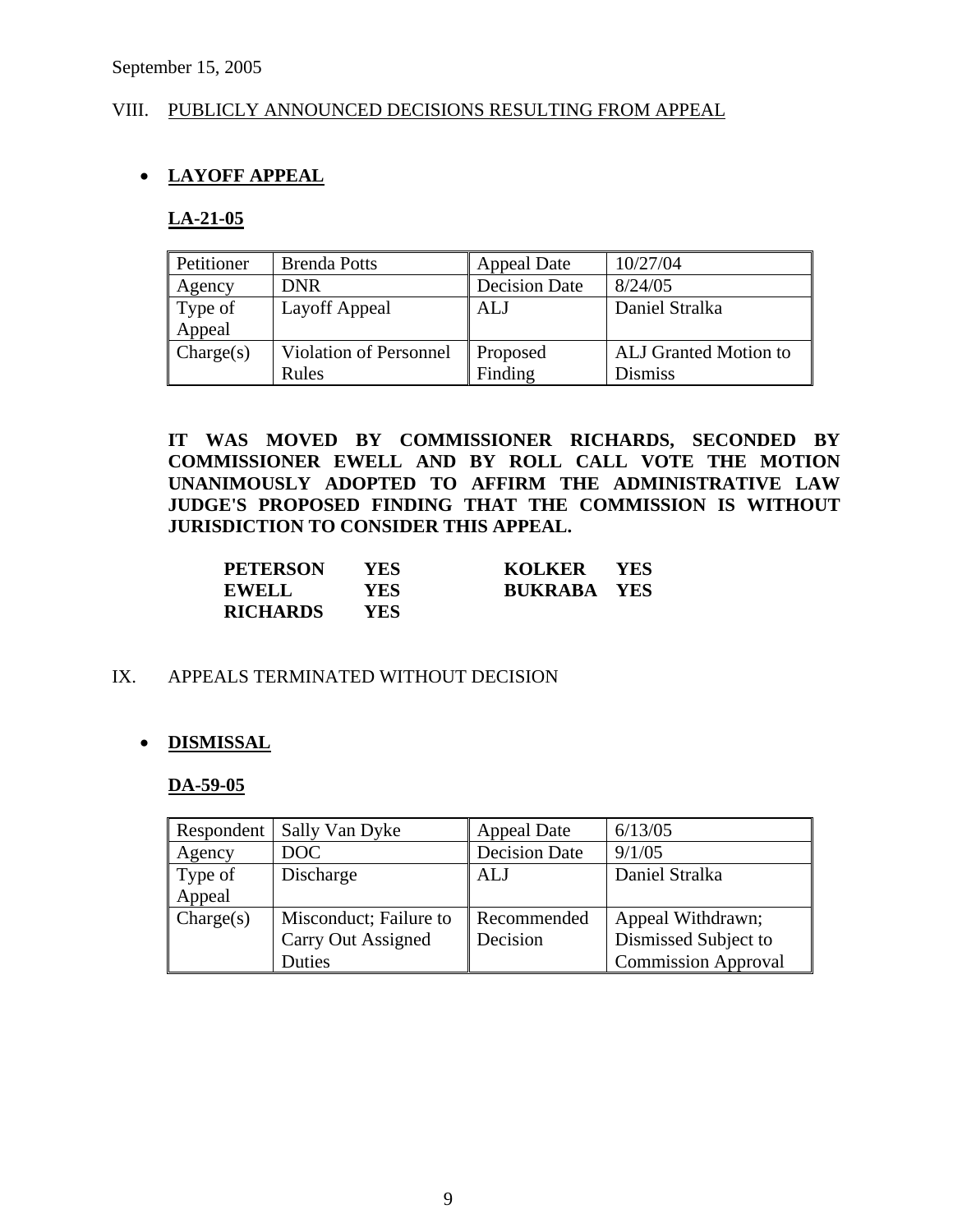September 15, 2005

## VIII. PUBLICLY ANNOUNCED DECISIONS RESULTING FROM APPEAL

- **LAYOFF APPEAL**

**LA-21-05**

| Petitioner | Brenda Potts | Appeal Date | 10/27/04 |
|---|---|---|---|
| Agency | DNR | Decision Date | 8/24/05 |
| Type of Appeal | Layoff Appeal | ALJ | Daniel Stralka |
| Charge(s) | Violation of Personnel Rules | Proposed Finding | ALJ Granted Motion to Dismiss |

**IT WAS MOVED BY COMMISSIONER RICHARDS, SECONDED BY COMMISSIONER EWELL AND BY ROLL CALL VOTE THE MOTION UNANIMOUSLY ADOPTED TO AFFIRM THE ADMINISTRATIVE LAW JUDGE'S PROPOSED FINDING THAT THE COMMISSION IS WITHOUT JURISDICTION TO CONSIDER THIS APPEAL.**

| | | | |
|---|---|---|---|
| **PETERSON** | **YES** | **KOLKER** | **YES** |
| **EWELL** | **YES** | **BUKRABA** | **YES** |
| **RICHARDS** | **YES** | | |

## IX. APPEALS TERMINATED WITHOUT DECISION

- **DISMISSAL**

**DA-59-05**

| Respondent | Sally Van Dyke | Appeal Date | 6/13/05 |
|---|---|---|---|
| Agency | DOC | Decision Date | 9/1/05 |
| Type of Appeal | Discharge | ALJ | Daniel Stralka |
| Charge(s) | Misconduct; Failure to Carry Out Assigned Duties | Recommended Decision | Appeal Withdrawn; Dismissed Subject to Commission Approval |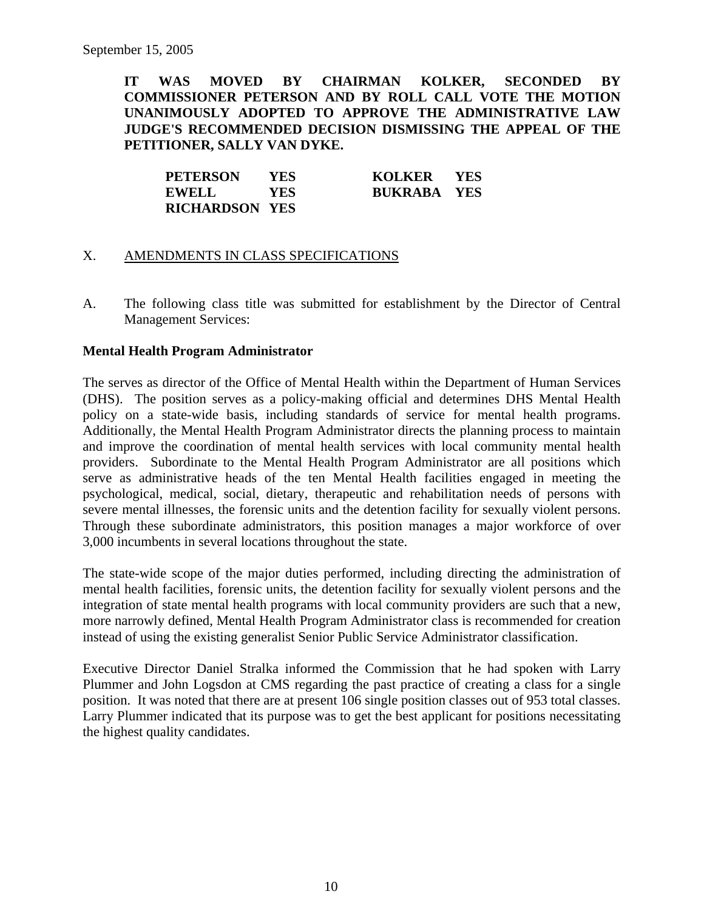September 15, 2005

**IT WAS MOVED BY CHAIRMAN KOLKER, SECONDED BY COMMISSIONER PETERSON AND BY ROLL CALL VOTE THE MOTION UNANIMOUSLY ADOPTED TO APPROVE THE ADMINISTRATIVE LAW JUDGE'S RECOMMENDED DECISION DISMISSING THE APPEAL OF THE PETITIONER, SALLY VAN DYKE.**

| | | | |
|---|---|---|---|
| **PETERSON** | **YES** | **KOLKER** | **YES** |
| **EWELL** | **YES** | **BUKRABA** | **YES** |
| **RICHARDSON** | **YES** | | |

X. AMENDMENTS IN CLASS SPECIFICATIONS

A. The following class title was submitted for establishment by the Director of Central Management Services:

**Mental Health Program Administrator**

The serves as director of the Office of Mental Health within the Department of Human Services (DHS). The position serves as a policy-making official and determines DHS Mental Health policy on a state-wide basis, including standards of service for mental health programs. Additionally, the Mental Health Program Administrator directs the planning process to maintain and improve the coordination of mental health services with local community mental health providers. Subordinate to the Mental Health Program Administrator are all positions which serve as administrative heads of the ten Mental Health facilities engaged in meeting the psychological, medical, social, dietary, therapeutic and rehabilitation needs of persons with severe mental illnesses, the forensic units and the detention facility for sexually violent persons. Through these subordinate administrators, this position manages a major workforce of over 3,000 incumbents in several locations throughout the state.

The state-wide scope of the major duties performed, including directing the administration of mental health facilities, forensic units, the detention facility for sexually violent persons and the integration of state mental health programs with local community providers are such that a new, more narrowly defined, Mental Health Program Administrator class is recommended for creation instead of using the existing generalist Senior Public Service Administrator classification.

Executive Director Daniel Stralka informed the Commission that he had spoken with Larry Plummer and John Logsdon at CMS regarding the past practice of creating a class for a single position. It was noted that there are at present 106 single position classes out of 953 total classes. Larry Plummer indicated that its purpose was to get the best applicant for positions necessitating the highest quality candidates.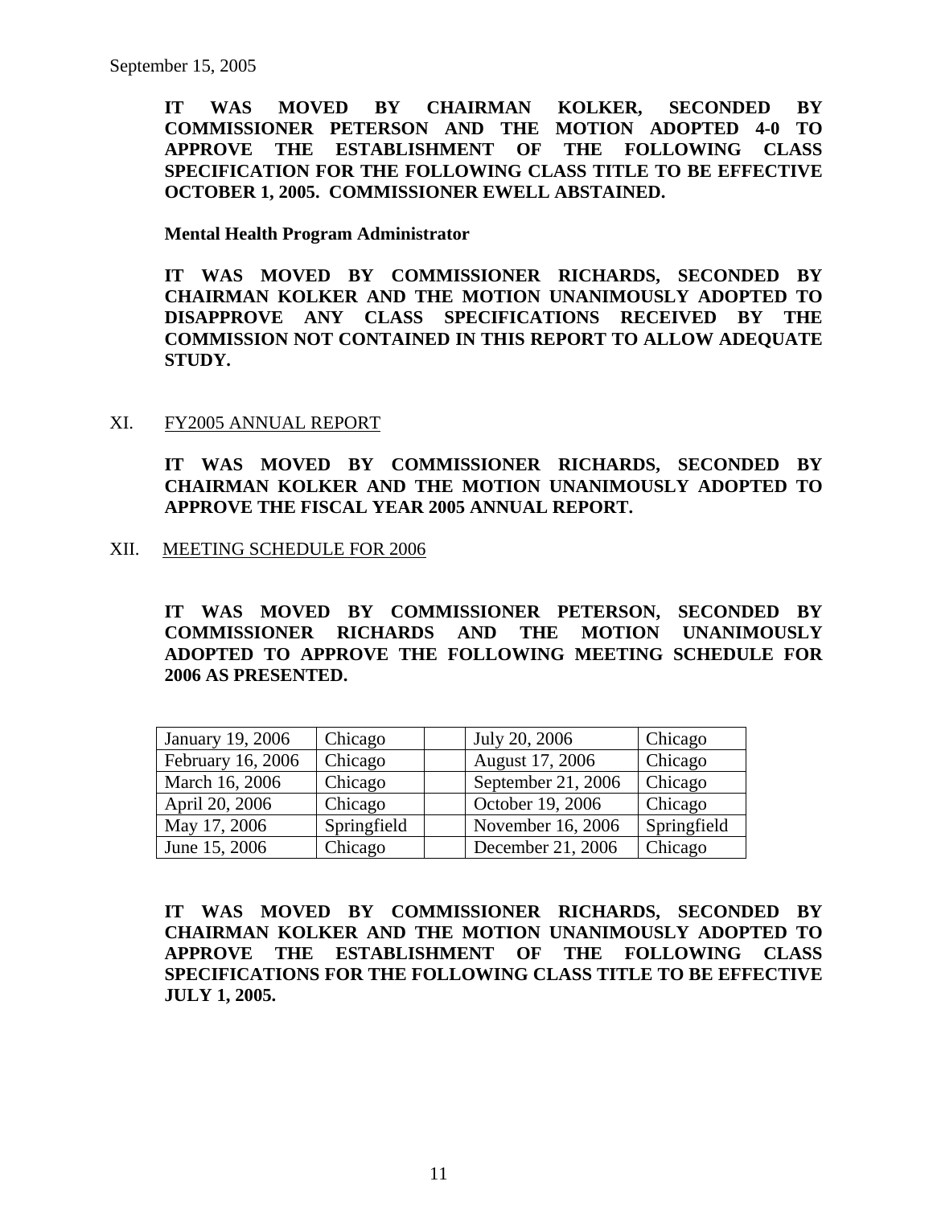September 15, 2005

**IT WAS MOVED BY CHAIRMAN KOLKER, SECONDED BY COMMISSIONER PETERSON AND THE MOTION ADOPTED 4-0 TO APPROVE THE ESTABLISHMENT OF THE FOLLOWING CLASS SPECIFICATION FOR THE FOLLOWING CLASS TITLE TO BE EFFECTIVE OCTOBER 1, 2005. COMMISSIONER EWELL ABSTAINED.**

**Mental Health Program Administrator**

**IT WAS MOVED BY COMMISSIONER RICHARDS, SECONDED BY CHAIRMAN KOLKER AND THE MOTION UNANIMOUSLY ADOPTED TO DISAPPROVE ANY CLASS SPECIFICATIONS RECEIVED BY THE COMMISSION NOT CONTAINED IN THIS REPORT TO ALLOW ADEQUATE STUDY.**

## XI. FY2005 ANNUAL REPORT

**IT WAS MOVED BY COMMISSIONER RICHARDS, SECONDED BY CHAIRMAN KOLKER AND THE MOTION UNANIMOUSLY ADOPTED TO APPROVE THE FISCAL YEAR 2005 ANNUAL REPORT.**

## XII. MEETING SCHEDULE FOR 2006

**IT WAS MOVED BY COMMISSIONER PETERSON, SECONDED BY COMMISSIONER RICHARDS AND THE MOTION UNANIMOUSLY ADOPTED TO APPROVE THE FOLLOWING MEETING SCHEDULE FOR 2006 AS PRESENTED.**

| | | | | |
|---|---|---|---|---|
| January 19, 2006 | Chicago | | July 20, 2006 | Chicago |
| February 16, 2006 | Chicago | | August 17, 2006 | Chicago |
| March 16, 2006 | Chicago | | September 21, 2006 | Chicago |
| April 20, 2006 | Chicago | | October 19, 2006 | Chicago |
| May 17, 2006 | Springfield | | November 16, 2006 | Springfield |
| June 15, 2006 | Chicago | | December 21, 2006 | Chicago |

**IT WAS MOVED BY COMMISSIONER RICHARDS, SECONDED BY CHAIRMAN KOLKER AND THE MOTION UNANIMOUSLY ADOPTED TO APPROVE THE ESTABLISHMENT OF THE FOLLOWING CLASS SPECIFICATIONS FOR THE FOLLOWING CLASS TITLE TO BE EFFECTIVE JULY 1, 2005.**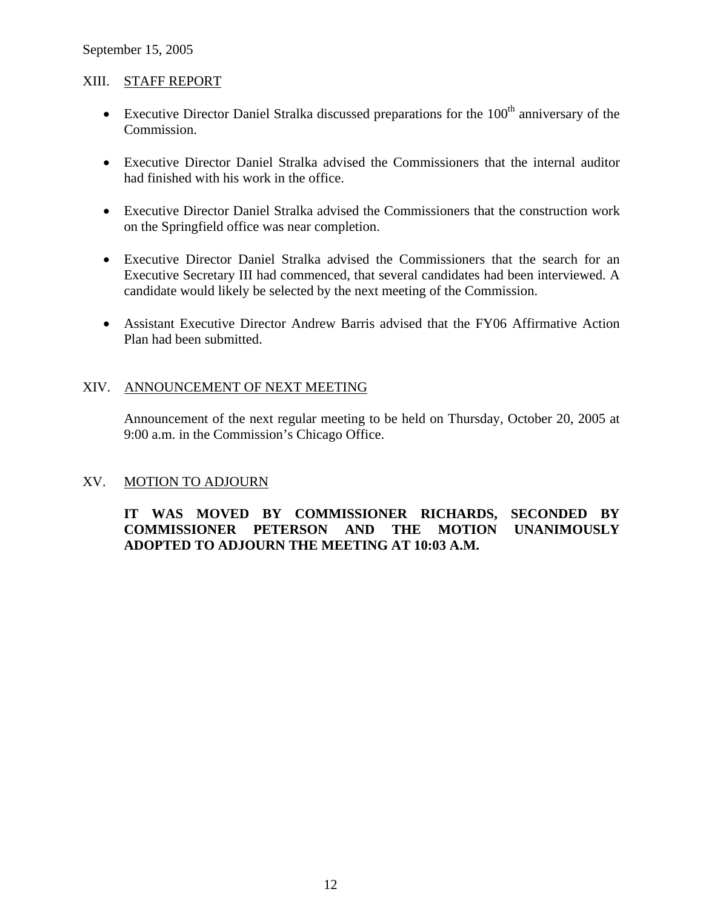September 15, 2005

## XIII. STAFF REPORT

- Executive Director Daniel Stralka discussed preparations for the $100^{th}$ anniversary of the Commission.

- Executive Director Daniel Stralka advised the Commissioners that the internal auditor had finished with his work in the office.

- Executive Director Daniel Stralka advised the Commissioners that the construction work on the Springfield office was near completion.

- Executive Director Daniel Stralka advised the Commissioners that the search for an Executive Secretary III had commenced, that several candidates had been interviewed. A candidate would likely be selected by the next meeting of the Commission.

- Assistant Executive Director Andrew Barris advised that the FY06 Affirmative Action Plan had been submitted.

## XIV. ANNOUNCEMENT OF NEXT MEETING

Announcement of the next regular meeting to be held on Thursday, October 20, 2005 at 9:00 a.m. in the Commission's Chicago Office.

## XV. MOTION TO ADJOURN

**IT WAS MOVED BY COMMISSIONER RICHARDS, SECONDED BY COMMISSIONER PETERSON AND THE MOTION UNANIMOUSLY ADOPTED TO ADJOURN THE MEETING AT 10:03 A.M.**